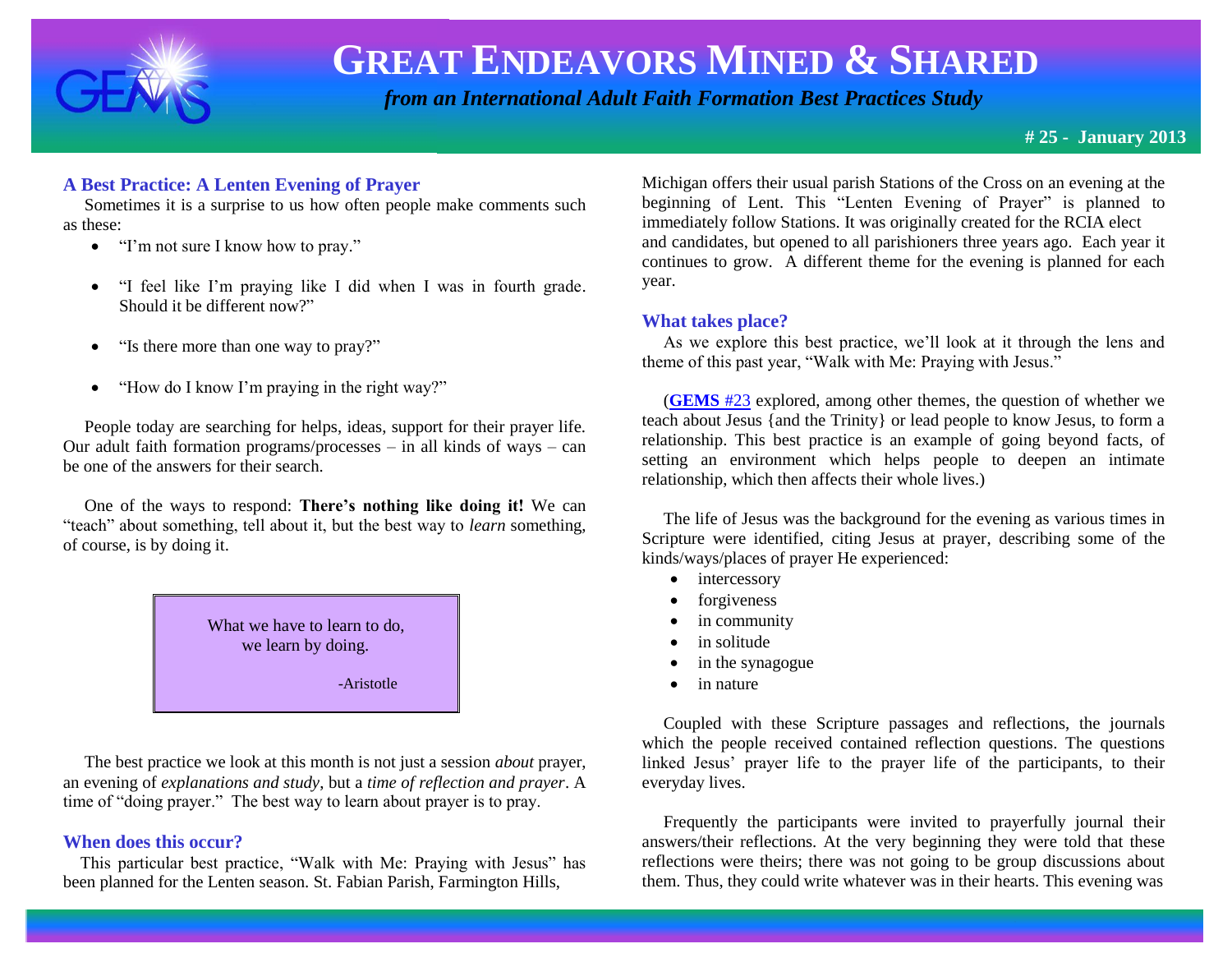# GREAT ENDEAVORS MINED & SHARED

*from an International Adult Faith Formation Best Practices Study*

**# 25 - January 2013**

## A Best Practice: A Lenten Evening of Prayer

Sometimes it is a surprise to us how often people make comments such as these:

- "I'm not sure I know how to pray."
- "I feel like I'm praying like I did when I was in fourth grade. Should it be different now?"
- "Is there more than one way to pray?"
- "How do I know I'm praying in the right way?"

People today are searching for helps, ideas, support for their prayer life. Our adult faith formation programs/processes – in all kinds of ways – can be one of the answers for their search.

One of the ways to respond: **There's nothing like doing it!** We can "teach" about something, tell about it, but the best way to *learn* something, of course, is by doing it.

> What we have to learn to do,
> we learn by doing.
>
> -Aristotle

The best practice we look at this month is not just a session *about* prayer, an evening of *explanations and study*, but a *time of reflection and prayer*. A time of "doing prayer." The best way to learn about prayer is to pray.

## When does this occur?

This particular best practice, "Walk with Me: Praying with Jesus" has been planned for the Lenten season. St. Fabian Parish, Farmington Hills, Michigan offers their usual parish Stations of the Cross on an evening at the beginning of Lent. This "Lenten Evening of Prayer" is planned to immediately follow Stations. It was originally created for the RCIA elect and candidates, but opened to all parishioners three years ago. Each year it continues to grow. A different theme for the evening is planned for each year.

## What takes place?

As we explore this best practice, we'll look at it through the lens and theme of this past year, "Walk with Me: Praying with Jesus."

(**GEMS** #23 explored, among other themes, the question of whether we teach about Jesus {and the Trinity} or lead people to know Jesus, to form a relationship. This best practice is an example of going beyond facts, of setting an environment which helps people to deepen an intimate relationship, which then affects their whole lives.)

The life of Jesus was the background for the evening as various times in Scripture were identified, citing Jesus at prayer, describing some of the kinds/ways/places of prayer He experienced:

- intercessory
- forgiveness
- in community
- in solitude
- in the synagogue
- in nature

Coupled with these Scripture passages and reflections, the journals which the people received contained reflection questions. The questions linked Jesus' prayer life to the prayer life of the participants, to their everyday lives.

Frequently the participants were invited to prayerfully journal their answers/their reflections. At the very beginning they were told that these reflections were theirs; there was not going to be group discussions about them. Thus, they could write whatever was in their hearts. This evening was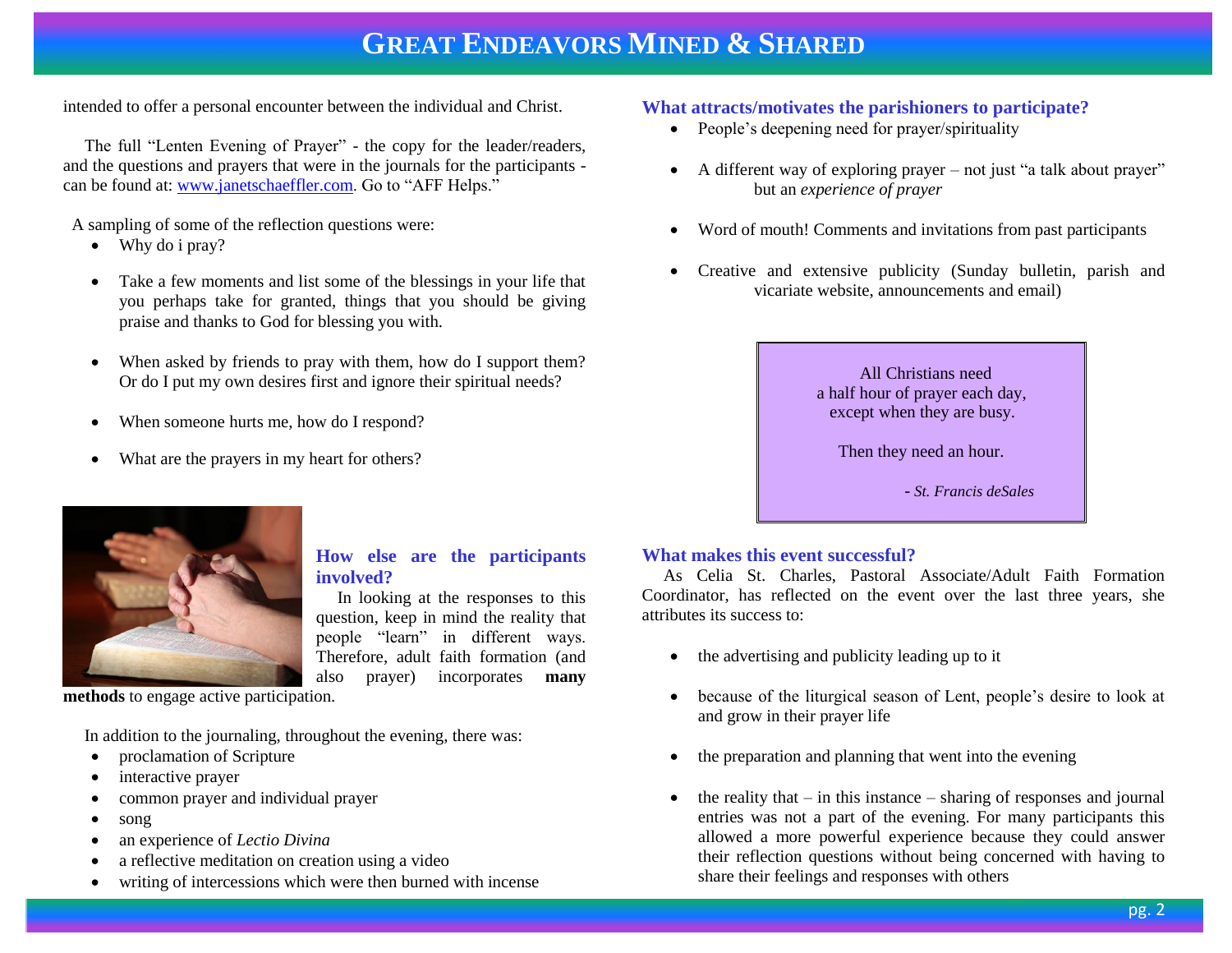intended to offer a personal encounter between the individual and Christ.

The full "Lenten Evening of Prayer" - the copy for the leader/readers, and the questions and prayers that were in the journals for the participants - can be found at: www.janetschaeffler.com. Go to "AFF Helps."

A sampling of some of the reflection questions were:

- Why do i pray?
- Take a few moments and list some of the blessings in your life that you perhaps take for granted, things that you should be giving praise and thanks to God for blessing you with.
- When asked by friends to pray with them, how do I support them? Or do I put my own desires first and ignore their spiritual needs?
- When someone hurts me, how do I respond?
- What are the prayers in my heart for others?

### How else are the participants involved?

In looking at the responses to this question, keep in mind the reality that people "learn" in different ways. Therefore, adult faith formation (and also prayer) incorporates **many methods** to engage active participation.

In addition to the journaling, throughout the evening, there was:

- proclamation of Scripture
- interactive prayer
- common prayer and individual prayer
- song
- an experience of *Lectio Divina*
- a reflective meditation on creation using a video
- writing of intercessions which were then burned with incense

### What attracts/motivates the parishioners to participate?

- People's deepening need for prayer/spirituality
- A different way of exploring prayer – not just "a talk about prayer" but an *experience of prayer*
- Word of mouth! Comments and invitations from past participants
- Creative and extensive publicity (Sunday bulletin, parish and vicariate website, announcements and email)

> All Christians need
> a half hour of prayer each day,
> except when they are busy.
>
> Then they need an hour.
>
> *- St. Francis deSales*

### What makes this event successful?

As Celia St. Charles, Pastoral Associate/Adult Faith Formation Coordinator, has reflected on the event over the last three years, she attributes its success to:

- the advertising and publicity leading up to it
- because of the liturgical season of Lent, people's desire to look at and grow in their prayer life
- the preparation and planning that went into the evening
- the reality that – in this instance – sharing of responses and journal entries was not a part of the evening. For many participants this allowed a more powerful experience because they could answer their reflection questions without being concerned with having to share their feelings and responses with others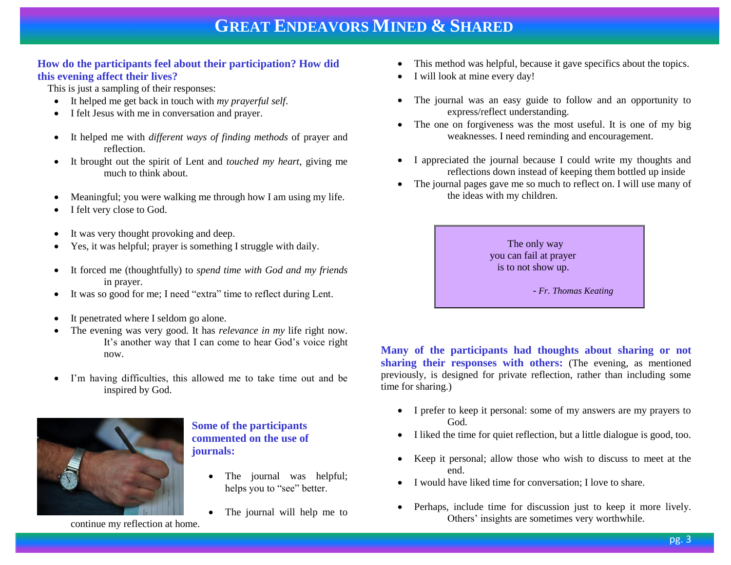# GREAT ENDEAVORS MINED & SHARED

**How do the participants feel about their participation? How did this evening affect their lives?**

This is just a sampling of their responses:

- It helped me get back in touch with *my prayerful self*.
- I felt Jesus with me in conversation and prayer.
- It helped me with *different ways of finding methods* of prayer and reflection.
- It brought out the spirit of Lent and *touched my heart*, giving me much to think about.
- Meaningful; you were walking me through how I am using my life.
- I felt very close to God.
- It was very thought provoking and deep.
- Yes, it was helpful; prayer is something I struggle with daily.
- It forced me (thoughtfully) to *spend time with God and my friends* in prayer.
- It was so good for me; I need "extra" time to reflect during Lent.
- It penetrated where I seldom go alone.
- The evening was very good. It has *relevance in my* life right now. It's another way that I can come to hear God's voice right now.
- I'm having difficulties, this allowed me to take time out and be inspired by God.

**Some of the participants commented on the use of journals:**

- The journal was helpful; helps you to "see" better.
- The journal will help me to continue my reflection at home.
- This method was helpful, because it gave specifics about the topics.
- I will look at mine every day!
- The journal was an easy guide to follow and an opportunity to express/reflect understanding.
- The one on forgiveness was the most useful. It is one of my big weaknesses. I need reminding and encouragement.
- I appreciated the journal because I could write my thoughts and reflections down instead of keeping them bottled up inside
- The journal pages gave me so much to reflect on. I will use many of the ideas with my children.

> The only way
> you can fail at prayer
> is to not show up.
>
> *- Fr. Thomas Keating*

**Many of the participants had thoughts about sharing or not sharing their responses with others:** (The evening, as mentioned previously, is designed for private reflection, rather than including some time for sharing.)

- I prefer to keep it personal: some of my answers are my prayers to God.
- I liked the time for quiet reflection, but a little dialogue is good, too.
- Keep it personal; allow those who wish to discuss to meet at the end.
- I would have liked time for conversation; I love to share.
- Perhaps, include time for discussion just to keep it more lively. Others' insights are sometimes very worthwhile.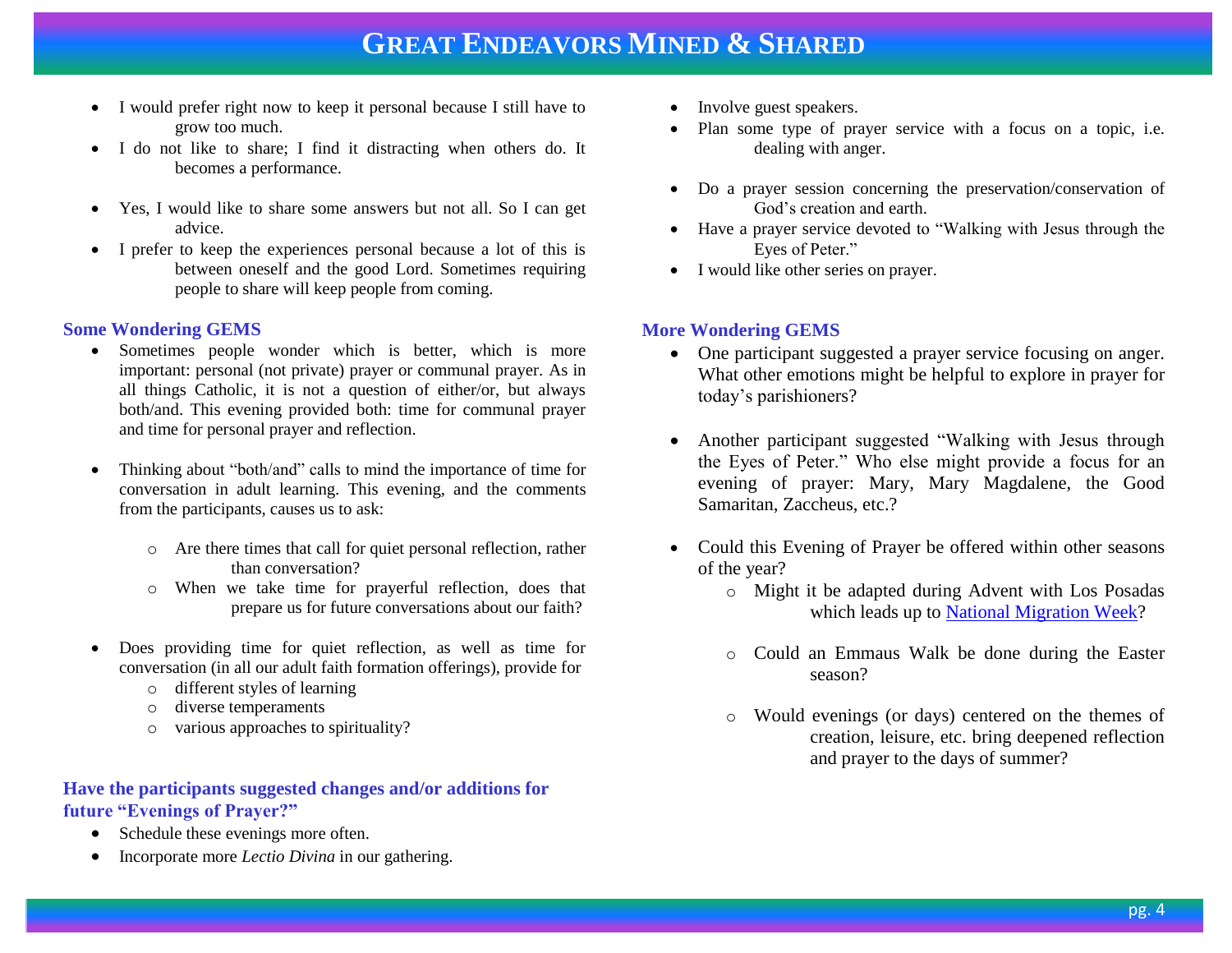- I would prefer right now to keep it personal because I still have to grow too much.
- I do not like to share; I find it distracting when others do. It becomes a performance.

- Yes, I would like to share some answers but not all. So I can get advice.
- I prefer to keep the experiences personal because a lot of this is between oneself and the good Lord. Sometimes requiring people to share will keep people from coming.

### Some Wondering GEMS

- Sometimes people wonder which is better, which is more important: personal (not private) prayer or communal prayer. As in all things Catholic, it is not a question of either/or, but always both/and. This evening provided both: time for communal prayer and time for personal prayer and reflection.

- Thinking about "both/and" calls to mind the importance of time for conversation in adult learning. This evening, and the comments from the participants, causes us to ask:
  - Are there times that call for quiet personal reflection, rather than conversation?
  - When we take time for prayerful reflection, does that prepare us for future conversations about our faith?

- Does providing time for quiet reflection, as well as time for conversation (in all our adult faith formation offerings), provide for
  - different styles of learning
  - diverse temperaments
  - various approaches to spirituality?

### Have the participants suggested changes and/or additions for future "Evenings of Prayer?"

- Schedule these evenings more often.
- Incorporate more *Lectio Divina* in our gathering.
- Involve guest speakers.
- Plan some type of prayer service with a focus on a topic, i.e. dealing with anger.

- Do a prayer session concerning the preservation/conservation of God's creation and earth.
- Have a prayer service devoted to "Walking with Jesus through the Eyes of Peter."
- I would like other series on prayer.

### More Wondering GEMS

- One participant suggested a prayer service focusing on anger. What other emotions might be helpful to explore in prayer for today's parishioners?

- Another participant suggested "Walking with Jesus through the Eyes of Peter." Who else might provide a focus for an evening of prayer: Mary, Mary Magdalene, the Good Samaritan, Zaccheus, etc.?

- Could this Evening of Prayer be offered within other seasons of the year?
  - Might it be adapted during Advent with Los Posadas which leads up to National Migration Week?
  - Could an Emmaus Walk be done during the Easter season?
  - Would evenings (or days) centered on the themes of creation, leisure, etc. bring deepened reflection and prayer to the days of summer?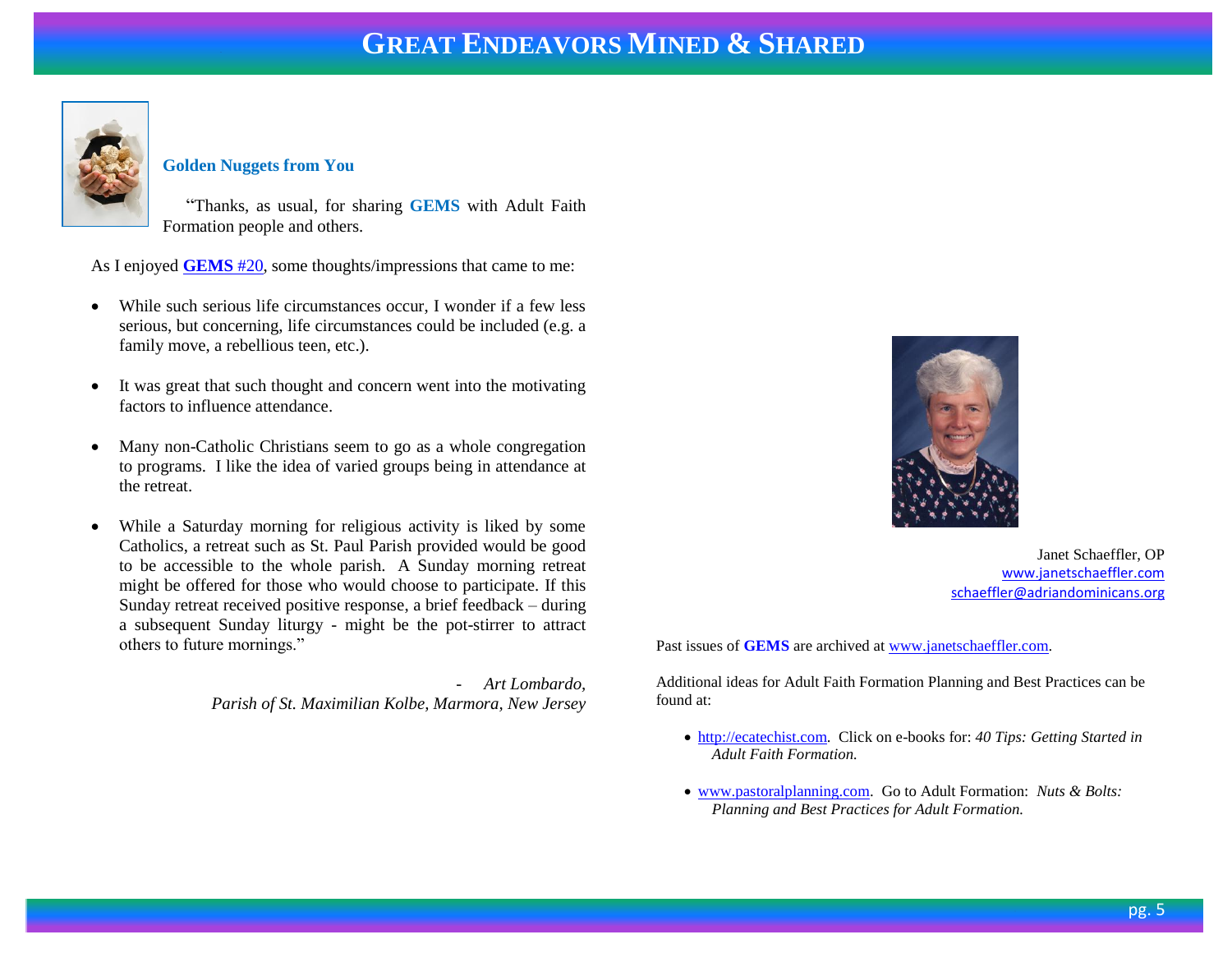### Golden Nuggets from You

"Thanks, as usual, for sharing **GEMS** with Adult Faith Formation people and others.

As I enjoyed **GEMS** #20, some thoughts/impressions that came to me:

- While such serious life circumstances occur, I wonder if a few less serious, but concerning, life circumstances could be included (e.g. a family move, a rebellious teen, etc.).
- It was great that such thought and concern went into the motivating factors to influence attendance.
- Many non-Catholic Christians seem to go as a whole congregation to programs. I like the idea of varied groups being in attendance at the retreat.
- While a Saturday morning for religious activity is liked by some Catholics, a retreat such as St. Paul Parish provided would be good to be accessible to the whole parish. A Sunday morning retreat might be offered for those who would choose to participate. If this Sunday retreat received positive response, a brief feedback – during a subsequent Sunday liturgy - might be the pot-stirrer to attract others to future mornings."

- *Art Lombardo,*
*Parish of St. Maximilian Kolbe, Marmora, New Jersey*

Janet Schaeffler, OP
www.janetschaeffler.com
schaeffler@adriandominicans.org

Past issues of **GEMS** are archived at www.janetschaeffler.com.

Additional ideas for Adult Faith Formation Planning and Best Practices can be found at:

- http://ecatechist.com. Click on e-books for: *40 Tips: Getting Started in Adult Faith Formation.*
- www.pastoralplanning.com. Go to Adult Formation: *Nuts & Bolts: Planning and Best Practices for Adult Formation.*